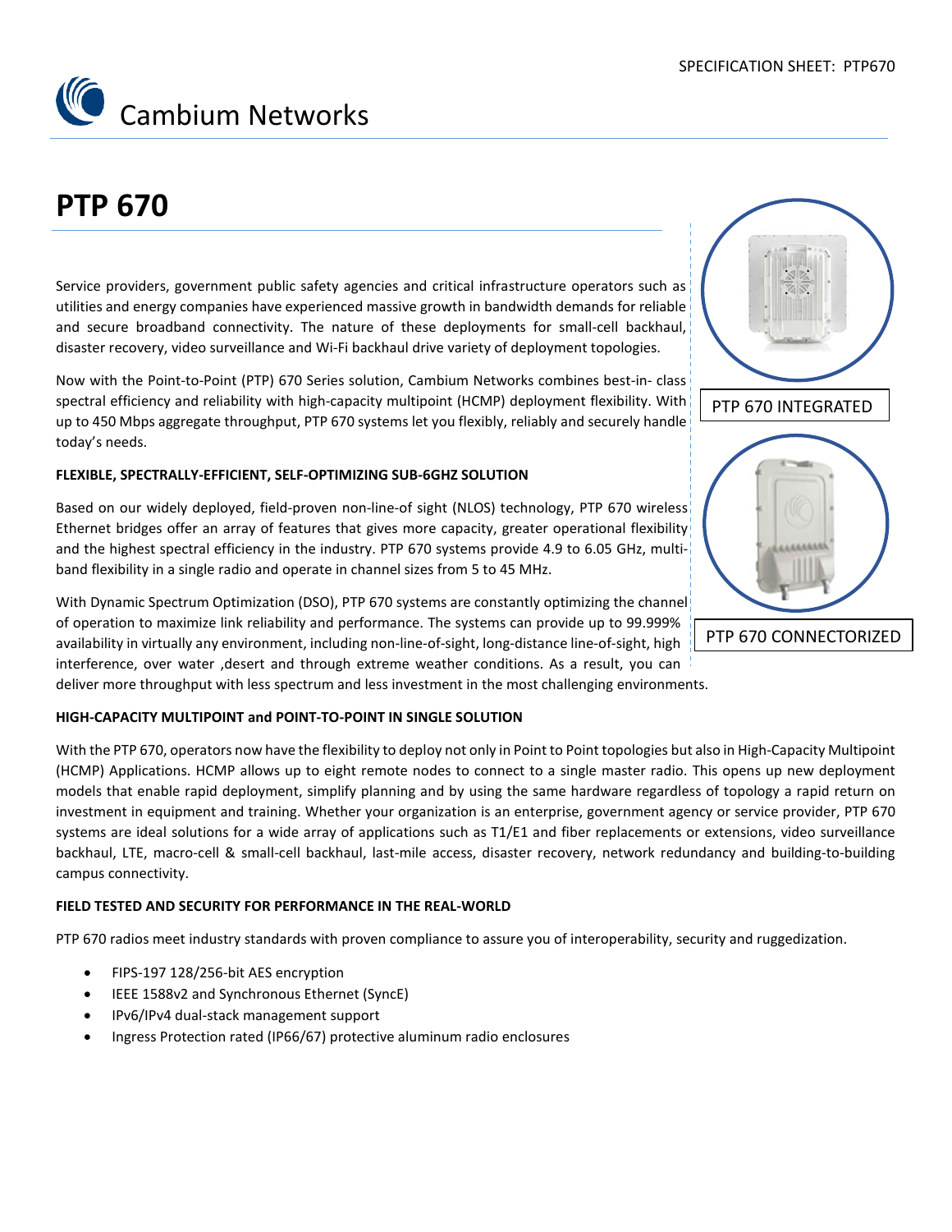# PTP 670

Service providers, government public safety agencies and critical infrastructure operators such as utilities and energy companies have experienced massive growth in bandwidth demands for reliable and secure broadband connectivity. The nature of these deployments for small-cell backhaul, disaster recovery, video surveillance and Wi-Fi backhaul drive variety of deployment topologies.

Now with the Point-to-Point (PTP) 670 Series solution, Cambium Networks combines best-in- class spectral efficiency and reliability with high-capacity multipoint (HCMP) deployment flexibility. With up to 450 Mbps aggregate throughput, PTP 670 systems let you flexibly, reliably and securely handle today's needs.

PTP 670 INTEGRATED

PTP 670 CONNECTORIZED

**FLEXIBLE, SPECTRALLY-EFFICIENT, SELF-OPTIMIZING SUB-6GHZ SOLUTION**

Based on our widely deployed, field-proven non-line-of sight (NLOS) technology, PTP 670 wireless Ethernet bridges offer an array of features that gives more capacity, greater operational flexibility and the highest spectral efficiency in the industry. PTP 670 systems provide 4.9 to 6.05 GHz, multi-band flexibility in a single radio and operate in channel sizes from 5 to 45 MHz.

With Dynamic Spectrum Optimization (DSO), PTP 670 systems are constantly optimizing the channel of operation to maximize link reliability and performance. The systems can provide up to 99.999% availability in virtually any environment, including non-line-of-sight, long-distance line-of-sight, high interference, over water ,desert and through extreme weather conditions. As a result, you can deliver more throughput with less spectrum and less investment in the most challenging environments.

**HIGH-CAPACITY MULTIPOINT and POINT-TO-POINT IN SINGLE SOLUTION**

With the PTP 670, operators now have the flexibility to deploy not only in Point to Point topologies but also in High-Capacity Multipoint (HCMP) Applications. HCMP allows up to eight remote nodes to connect to a single master radio. This opens up new deployment models that enable rapid deployment, simplify planning and by using the same hardware regardless of topology a rapid return on investment in equipment and training. Whether your organization is an enterprise, government agency or service provider, PTP 670 systems are ideal solutions for a wide array of applications such as T1/E1 and fiber replacements or extensions, video surveillance backhaul, LTE, macro-cell & small-cell backhaul, last-mile access, disaster recovery, network redundancy and building-to-building campus connectivity.

**FIELD TESTED AND SECURITY FOR PERFORMANCE IN THE REAL-WORLD**

PTP 670 radios meet industry standards with proven compliance to assure you of interoperability, security and ruggedization.

- FIPS-197 128/256-bit AES encryption
- IEEE 1588v2 and Synchronous Ethernet (SyncE)
- IPv6/IPv4 dual-stack management support
- Ingress Protection rated (IP66/67) protective aluminum radio enclosures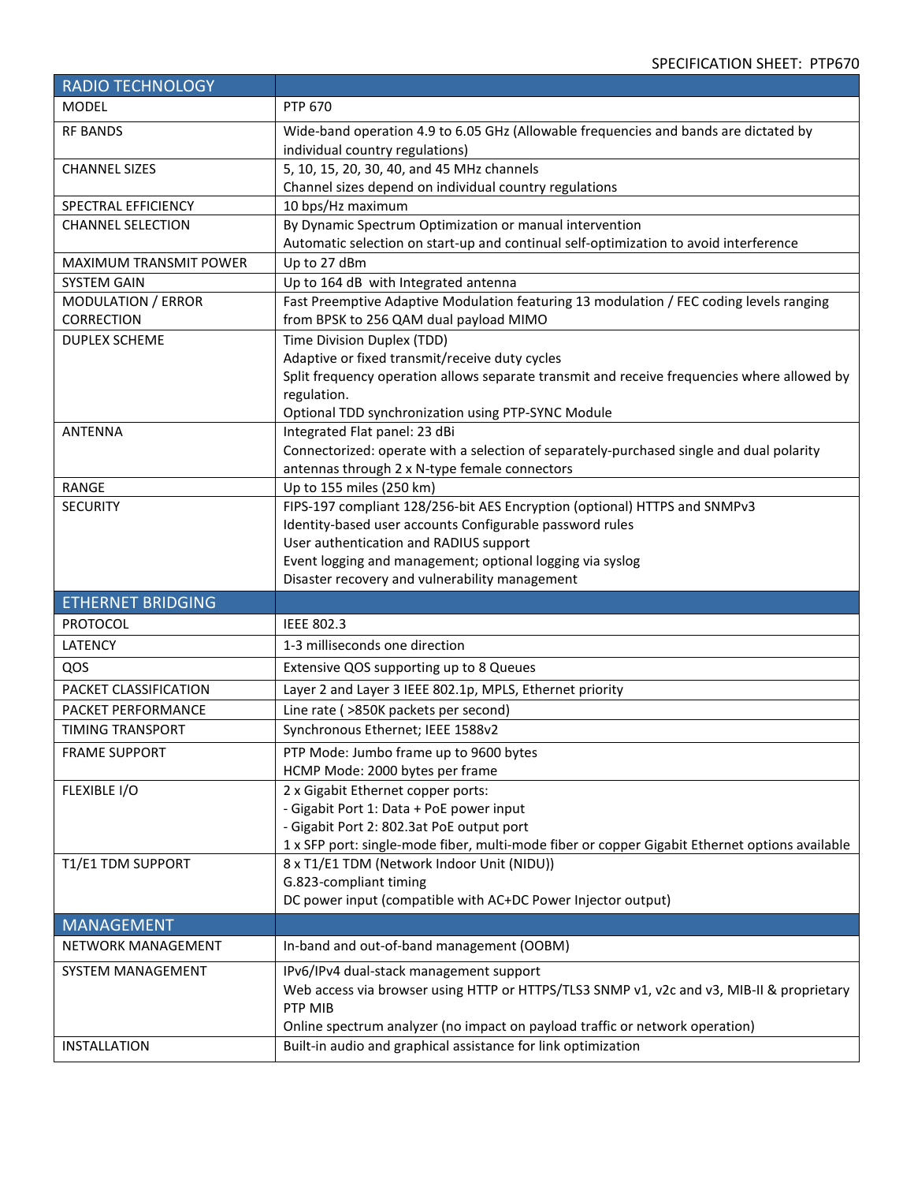| RADIO TECHNOLOGY | |
|---|---|
| MODEL | PTP 670 |
| RF BANDS | Wide-band operation 4.9 to 6.05 GHz (Allowable frequencies and bands are dictated by individual country regulations) |
| CHANNEL SIZES | 5, 10, 15, 20, 30, 40, and 45 MHz channels<br>Channel sizes depend on individual country regulations |
| SPECTRAL EFFICIENCY | 10 bps/Hz maximum |
| CHANNEL SELECTION | By Dynamic Spectrum Optimization or manual intervention<br>Automatic selection on start-up and continual self-optimization to avoid interference |
| MAXIMUM TRANSMIT POWER | Up to 27 dBm |
| SYSTEM GAIN | Up to 164 dB with Integrated antenna |
| MODULATION / ERROR CORRECTION | Fast Preemptive Adaptive Modulation featuring 13 modulation / FEC coding levels ranging from BPSK to 256 QAM dual payload MIMO |
| DUPLEX SCHEME | Time Division Duplex (TDD)<br>Adaptive or fixed transmit/receive duty cycles<br>Split frequency operation allows separate transmit and receive frequencies where allowed by regulation.<br>Optional TDD synchronization using PTP-SYNC Module |
| ANTENNA | Integrated Flat panel: 23 dBi<br>Connectorized: operate with a selection of separately-purchased single and dual polarity antennas through 2 x N-type female connectors |
| RANGE | Up to 155 miles (250 km) |
| SECURITY | FIPS-197 compliant 128/256-bit AES Encryption (optional) HTTPS and SNMPv3<br>Identity-based user accounts Configurable password rules<br>User authentication and RADIUS support<br>Event logging and management; optional logging via syslog<br>Disaster recovery and vulnerability management |
| **ETHERNET BRIDGING** | |
| PROTOCOL | IEEE 802.3 |
| LATENCY | 1-3 milliseconds one direction |
| QOS | Extensive QOS supporting up to 8 Queues |
| PACKET CLASSIFICATION | Layer 2 and Layer 3 IEEE 802.1p, MPLS, Ethernet priority |
| PACKET PERFORMANCE | Line rate ( >850K packets per second) |
| TIMING TRANSPORT | Synchronous Ethernet; IEEE 1588v2 |
| FRAME SUPPORT | PTP Mode: Jumbo frame up to 9600 bytes<br>HCMP Mode: 2000 bytes per frame |
| FLEXIBLE I/O | 2 x Gigabit Ethernet copper ports:<br>- Gigabit Port 1: Data + PoE power input<br>- Gigabit Port 2: 802.3at PoE output port<br>1 x SFP port: single-mode fiber, multi-mode fiber or copper Gigabit Ethernet options available |
| T1/E1 TDM SUPPORT | 8 x T1/E1 TDM (Network Indoor Unit (NIDU))<br>G.823-compliant timing<br>DC power input (compatible with AC+DC Power Injector output) |
| **MANAGEMENT** | |
| NETWORK MANAGEMENT | In-band and out-of-band management (OOBM) |
| SYSTEM MANAGEMENT | IPv6/IPv4 dual-stack management support<br>Web access via browser using HTTP or HTTPS/TLS3 SNMP v1, v2c and v3, MIB-II & proprietary PTP MIB<br>Online spectrum analyzer (no impact on payload traffic or network operation) |
| INSTALLATION | Built-in audio and graphical assistance for link optimization |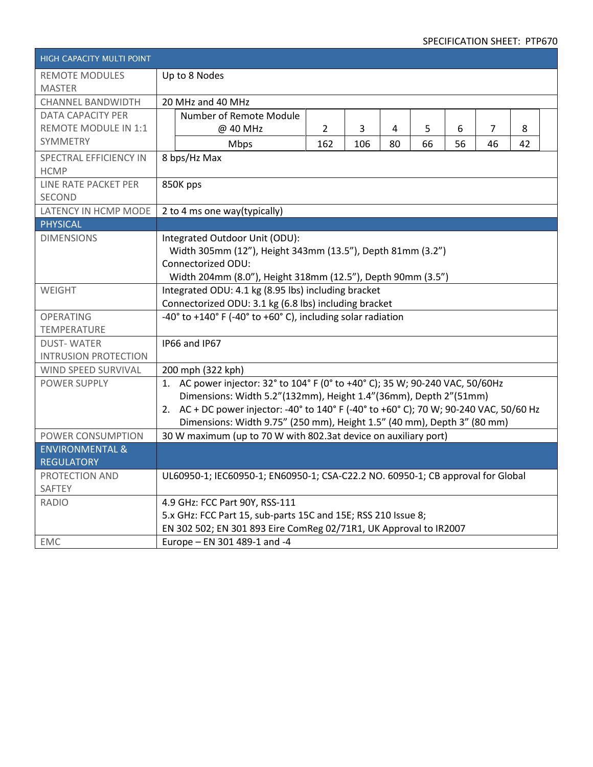| HIGH CAPACITY MULTI POINT | |
|---|---|
| REMOTE MODULES MASTER | Up to 8 Nodes |
| CHANNEL BANDWIDTH | 20 MHz and 40 MHz |
| DATA CAPACITY PER REMOTE MODULE IN 1:1 SYMMETRY | Number of Remote Module @ 40 MHz: 2 / 3 / 4 / 5 / 6 / 7 / 8<br>Mbps: 162 / 106 / 80 / 66 / 56 / 46 / 42 |
| SPECTRAL EFFICIENCY IN HCMP | 8 bps/Hz Max |
| LINE RATE PACKET PER SECOND | 850K pps |
| LATENCY IN HCMP MODE | 2 to 4 ms one way(typically) |
| **PHYSICAL** | |
| DIMENSIONS | Integrated Outdoor Unit (ODU):<br>Width 305mm (12"), Height 343mm (13.5"), Depth 81mm (3.2")<br>Connectorized ODU:<br>Width 204mm (8.0"), Height 318mm (12.5"), Depth 90mm (3.5") |
| WEIGHT | Integrated ODU: 4.1 kg (8.95 lbs) including bracket<br>Connectorized ODU: 3.1 kg (6.8 lbs) including bracket |
| OPERATING TEMPERATURE | -40° to +140° F (-40° to +60° C), including solar radiation |
| DUST- WATER INTRUSION PROTECTION | IP66 and IP67 |
| WIND SPEED SURVIVAL | 200 mph (322 kph) |
| POWER SUPPLY | 1. AC power injector: 32° to 104° F (0° to +40° C); 35 W; 90-240 VAC, 50/60Hz<br>Dimensions: Width 5.2"(132mm), Height 1.4"(36mm), Depth 2"(51mm)<br>2. AC + DC power injector: -40° to 140° F (-40° to +60° C); 70 W; 90-240 VAC, 50/60 Hz<br>Dimensions: Width 9.75" (250 mm), Height 1.5" (40 mm), Depth 3" (80 mm) |
| POWER CONSUMPTION | 30 W maximum (up to 70 W with 802.3at device on auxiliary port) |
| **ENVIRONMENTAL & REGULATORY** | |
| PROTECTION AND SAFTEY | UL60950-1; IEC60950-1; EN60950-1; CSA-C22.2 NO. 60950-1; CB approval for Global |
| RADIO | 4.9 GHz: FCC Part 90Y, RSS-111<br>5.x GHz: FCC Part 15, sub-parts 15C and 15E; RSS 210 Issue 8;<br>EN 302 502; EN 301 893 Eire ComReg 02/71R1, UK Approval to IR2007 |
| EMC | Europe – EN 301 489-1 and -4 |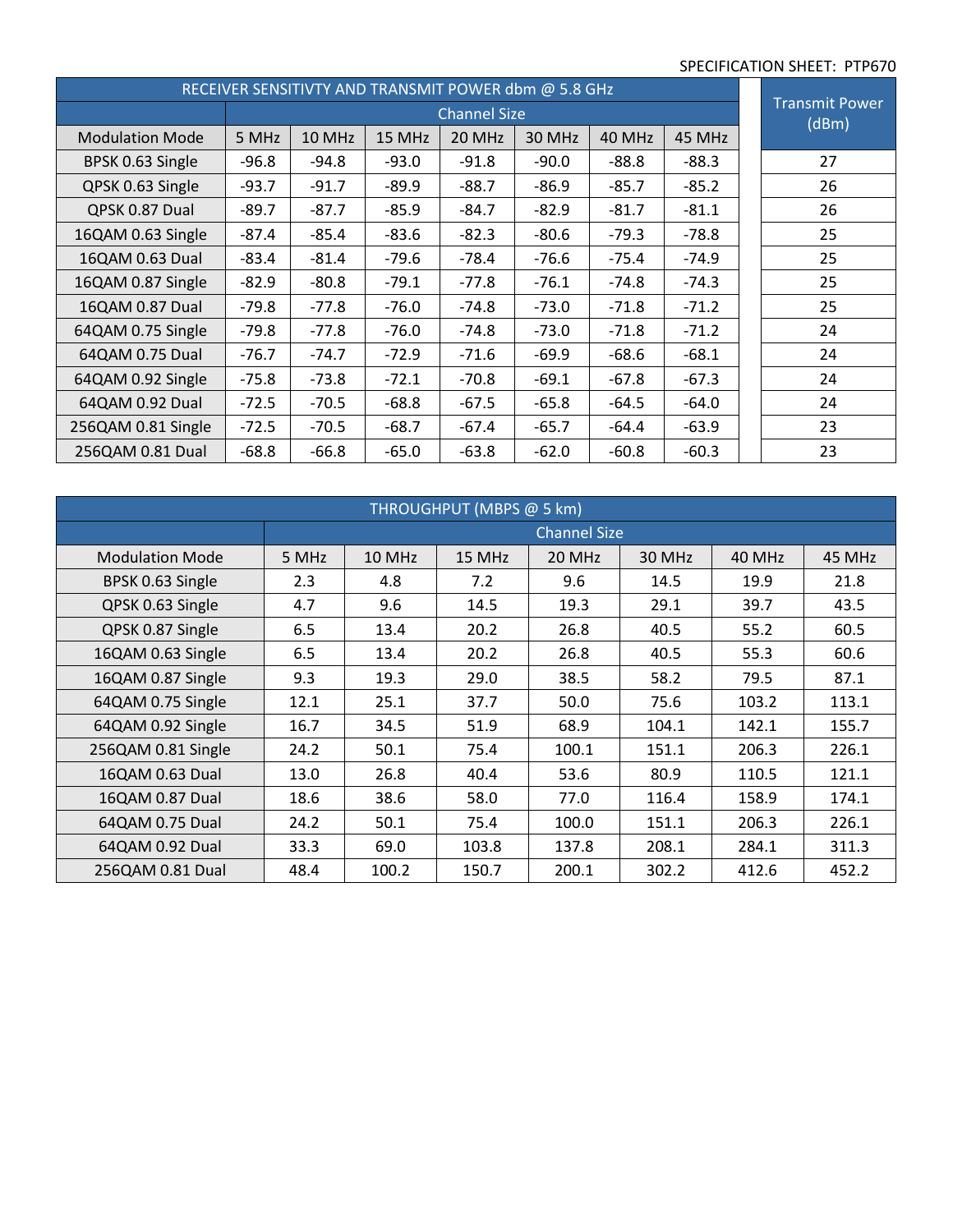SPECIFICATION SHEET: PTP670

| RECEIVER SENSITIVTY AND TRANSMIT POWER dbm @ 5.8 GHz | | | | | | | | Transmit Power (dBm) |
|---|---|---|---|---|---|---|---|---|
| | Channel Size | | | | | | | |
| Modulation Mode | 5 MHz | 10 MHz | 15 MHz | 20 MHz | 30 MHz | 40 MHz | 45 MHz | |
| BPSK 0.63 Single | -96.8 | -94.8 | -93.0 | -91.8 | -90.0 | -88.8 | -88.3 | 27 |
| QPSK 0.63 Single | -93.7 | -91.7 | -89.9 | -88.7 | -86.9 | -85.7 | -85.2 | 26 |
| QPSK 0.87 Dual | -89.7 | -87.7 | -85.9 | -84.7 | -82.9 | -81.7 | -81.1 | 26 |
| 16QAM 0.63 Single | -87.4 | -85.4 | -83.6 | -82.3 | -80.6 | -79.3 | -78.8 | 25 |
| 16QAM 0.63 Dual | -83.4 | -81.4 | -79.6 | -78.4 | -76.6 | -75.4 | -74.9 | 25 |
| 16QAM 0.87 Single | -82.9 | -80.8 | -79.1 | -77.8 | -76.1 | -74.8 | -74.3 | 25 |
| 16QAM 0.87 Dual | -79.8 | -77.8 | -76.0 | -74.8 | -73.0 | -71.8 | -71.2 | 25 |
| 64QAM 0.75 Single | -79.8 | -77.8 | -76.0 | -74.8 | -73.0 | -71.8 | -71.2 | 24 |
| 64QAM 0.75 Dual | -76.7 | -74.7 | -72.9 | -71.6 | -69.9 | -68.6 | -68.1 | 24 |
| 64QAM 0.92 Single | -75.8 | -73.8 | -72.1 | -70.8 | -69.1 | -67.8 | -67.3 | 24 |
| 64QAM 0.92 Dual | -72.5 | -70.5 | -68.8 | -67.5 | -65.8 | -64.5 | -64.0 | 24 |
| 256QAM 0.81 Single | -72.5 | -70.5 | -68.7 | -67.4 | -65.7 | -64.4 | -63.9 | 23 |
| 256QAM 0.81 Dual | -68.8 | -66.8 | -65.0 | -63.8 | -62.0 | -60.8 | -60.3 | 23 |

| THROUGHPUT (MBPS @ 5 km) | | | | | | | |
|---|---|---|---|---|---|---|---|
| | Channel Size | | | | | | |
| Modulation Mode | 5 MHz | 10 MHz | 15 MHz | 20 MHz | 30 MHz | 40 MHz | 45 MHz |
| BPSK 0.63 Single | 2.3 | 4.8 | 7.2 | 9.6 | 14.5 | 19.9 | 21.8 |
| QPSK 0.63 Single | 4.7 | 9.6 | 14.5 | 19.3 | 29.1 | 39.7 | 43.5 |
| QPSK 0.87 Single | 6.5 | 13.4 | 20.2 | 26.8 | 40.5 | 55.2 | 60.5 |
| 16QAM 0.63 Single | 6.5 | 13.4 | 20.2 | 26.8 | 40.5 | 55.3 | 60.6 |
| 16QAM 0.87 Single | 9.3 | 19.3 | 29.0 | 38.5 | 58.2 | 79.5 | 87.1 |
| 64QAM 0.75 Single | 12.1 | 25.1 | 37.7 | 50.0 | 75.6 | 103.2 | 113.1 |
| 64QAM 0.92 Single | 16.7 | 34.5 | 51.9 | 68.9 | 104.1 | 142.1 | 155.7 |
| 256QAM 0.81 Single | 24.2 | 50.1 | 75.4 | 100.1 | 151.1 | 206.3 | 226.1 |
| 16QAM 0.63 Dual | 13.0 | 26.8 | 40.4 | 53.6 | 80.9 | 110.5 | 121.1 |
| 16QAM 0.87 Dual | 18.6 | 38.6 | 58.0 | 77.0 | 116.4 | 158.9 | 174.1 |
| 64QAM 0.75 Dual | 24.2 | 50.1 | 75.4 | 100.0 | 151.1 | 206.3 | 226.1 |
| 64QAM 0.92 Dual | 33.3 | 69.0 | 103.8 | 137.8 | 208.1 | 284.1 | 311.3 |
| 256QAM 0.81 Dual | 48.4 | 100.2 | 150.7 | 200.1 | 302.2 | 412.6 | 452.2 |